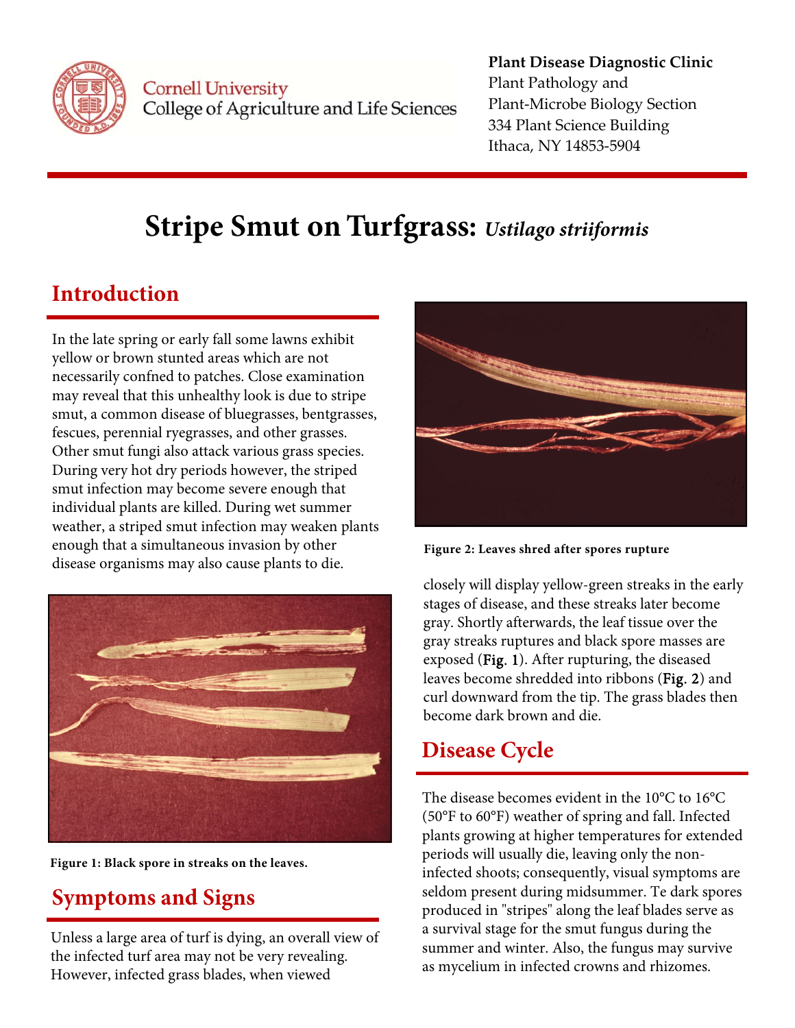Cornell University
College of Agriculture and Life Sciences

**Plant Disease Diagnostic Clinic**
Plant Pathology and
Plant-Microbe Biology Section
334 Plant Science Building
Ithaca, NY 14853-5904

# Stripe Smut on Turfgrass: *Ustilago striiformis*

## Introduction

In the late spring or early fall some lawns exhibit yellow or brown stunted areas which are not necessarily confned to patches. Close examination may reveal that this unhealthy look is due to stripe smut, a common disease of bluegrasses, bentgrasses, fescues, perennial ryegrasses, and other grasses. Other smut fungi also attack various grass species. During very hot dry periods however, the striped smut infection may become severe enough that individual plants are killed. During wet summer weather, a striped smut infection may weaken plants enough that a simultaneous invasion by other disease organisms may also cause plants to die.

**Figure 1: Black spore in streaks on the leaves.**

## Symptoms and Signs

Unless a large area of turf is dying, an overall view of the infected turf area may not be very revealing. However, infected grass blades, when viewed closely will display yellow-green streaks in the early stages of disease, and these streaks later become gray. Shortly afterwards, the leaf tissue over the gray streaks ruptures and black spore masses are exposed (**Fig. 1**). After rupturing, the diseased leaves become shredded into ribbons (**Fig. 2**) and curl downward from the tip. The grass blades then become dark brown and die.

**Figure 2: Leaves shred after spores rupture**

## Disease Cycle

The disease becomes evident in the 10°C to 16°C (50°F to 60°F) weather of spring and fall. Infected plants growing at higher temperatures for extended periods will usually die, leaving only the non-infected shoots; consequently, visual symptoms are seldom present during midsummer. Te dark spores produced in "stripes" along the leaf blades serve as a survival stage for the smut fungus during the summer and winter. Also, the fungus may survive as mycelium in infected crowns and rhizomes.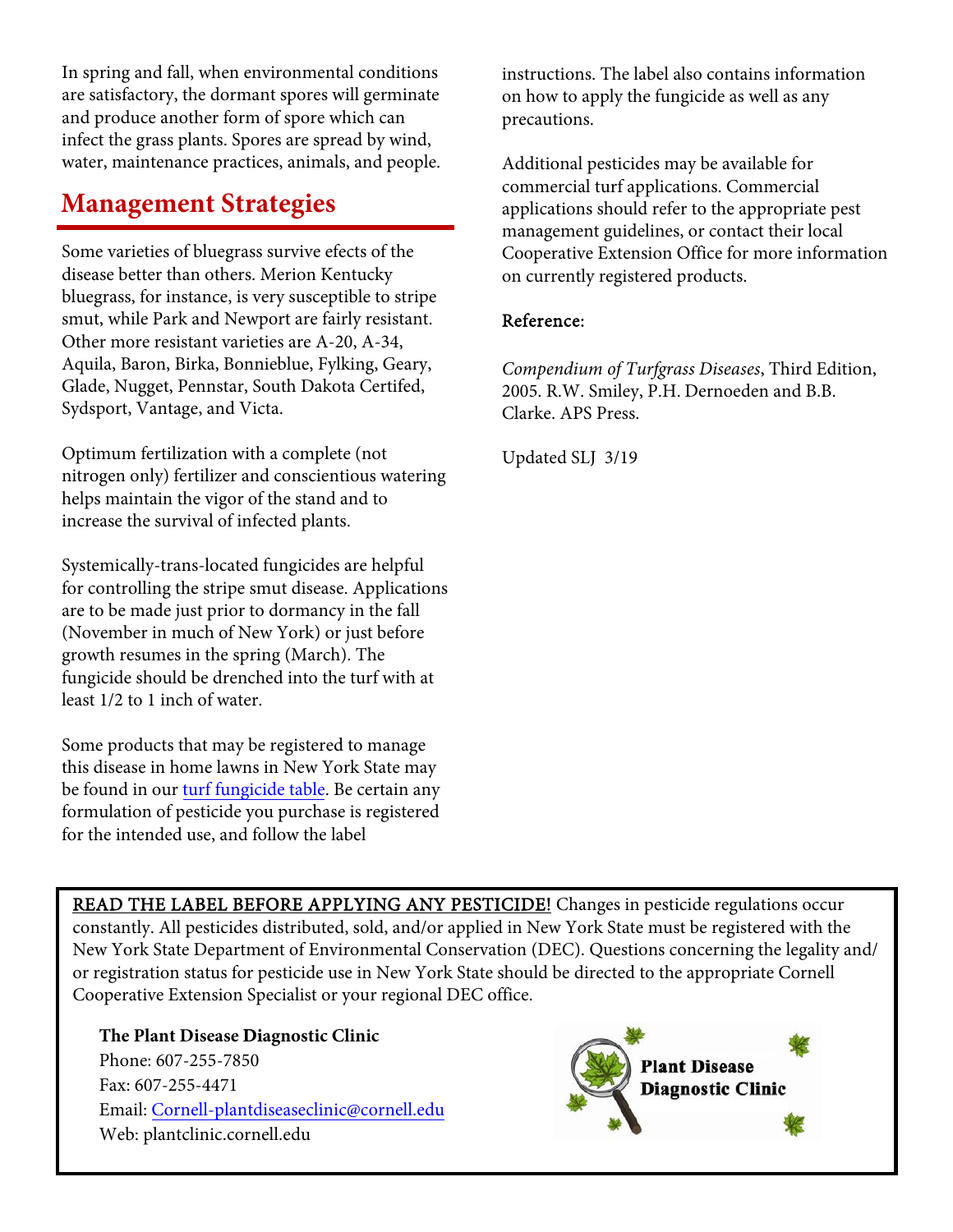In spring and fall, when environmental conditions are satisfactory, the dormant spores will germinate and produce another form of spore which can infect the grass plants. Spores are spread by wind, water, maintenance practices, animals, and people.

## Management Strategies

Some varieties of bluegrass survive efects of the disease better than others. Merion Kentucky bluegrass, for instance, is very susceptible to stripe smut, while Park and Newport are fairly resistant. Other more resistant varieties are A-20, A-34, Aquila, Baron, Birka, Bonnieblue, Fylking, Geary, Glade, Nugget, Pennstar, South Dakota Certifed, Sydsport, Vantage, and Victa.

Optimum fertilization with a complete (not nitrogen only) fertilizer and conscientious watering helps maintain the vigor of the stand and to increase the survival of infected plants.

Systemically-trans-located fungicides are helpful for controlling the stripe smut disease. Applications are to be made just prior to dormancy in the fall (November in much of New York) or just before growth resumes in the spring (March). The fungicide should be drenched into the turf with at least 1/2 to 1 inch of water.

Some products that may be registered to manage this disease in home lawns in New York State may be found in our turf fungicide table. Be certain any formulation of pesticide you purchase is registered for the intended use, and follow the label instructions. The label also contains information on how to apply the fungicide as well as any precautions.

Additional pesticides may be available for commercial turf applications. Commercial applications should refer to the appropriate pest management guidelines, or contact their local Cooperative Extension Office for more information on currently registered products.

**Reference:**

*Compendium of Turfgrass Diseases*, Third Edition, 2005. R.W. Smiley, P.H. Dernoeden and B.B. Clarke. APS Press.

Updated SLJ 3/19

READ THE LABEL BEFORE APPLYING ANY PESTICIDE! Changes in pesticide regulations occur constantly. All pesticides distributed, sold, and/or applied in New York State must be registered with the New York State Department of Environmental Conservation (DEC). Questions concerning the legality and/or registration status for pesticide use in New York State should be directed to the appropriate Cornell Cooperative Extension Specialist or your regional DEC office.

**The Plant Disease Diagnostic Clinic**
Phone: 607-255-7850
Fax: 607-255-4471
Email: Cornell-plantdiseaseclinic@cornell.edu
Web: plantclinic.cornell.edu

Plant Disease Diagnostic Clinic